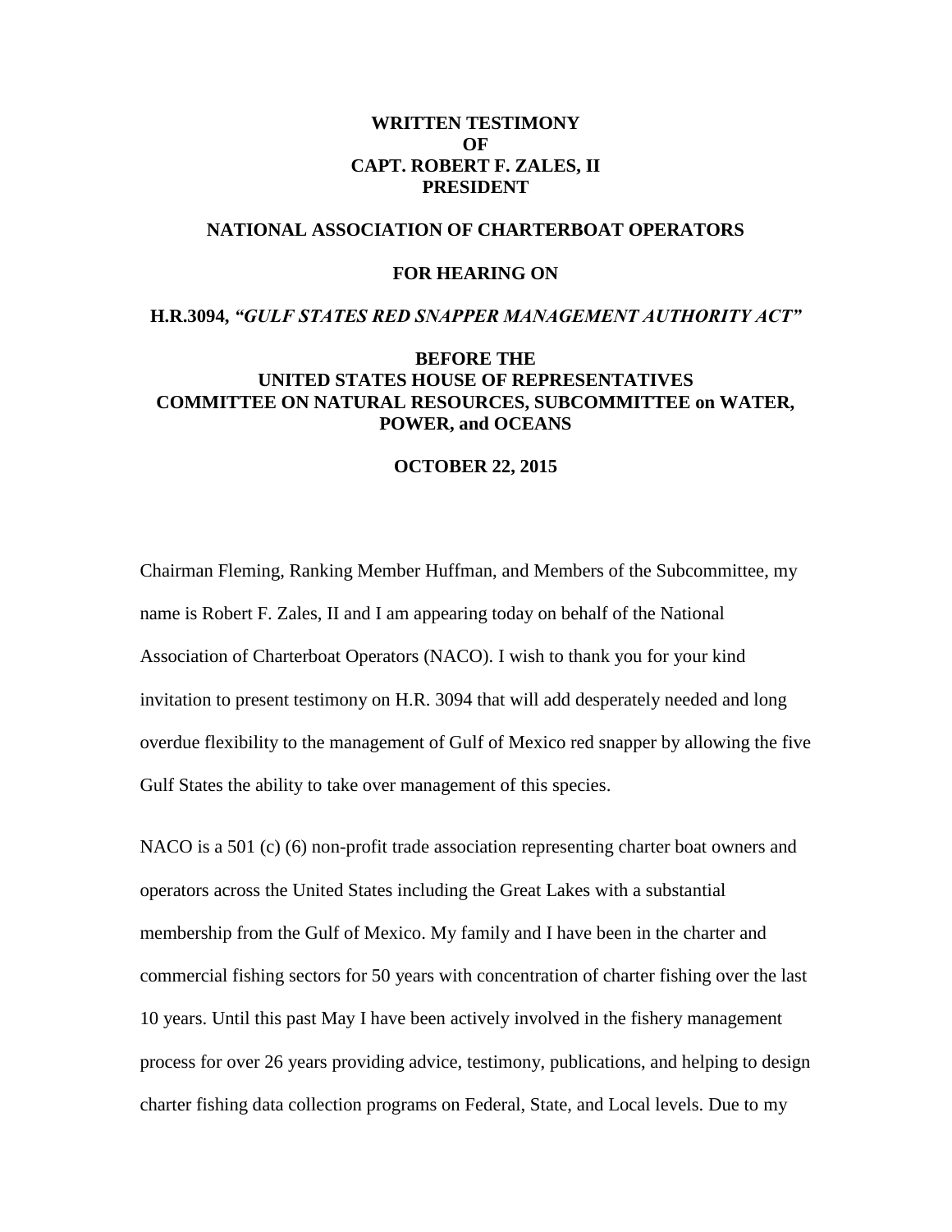**WRITTEN TESTIMONY**
**OF**
**CAPT. ROBERT F. ZALES, II**
**PRESIDENT**

**NATIONAL ASSOCIATION OF CHARTERBOAT OPERATORS**

**FOR HEARING ON**

**H.R.3094, *"GULF STATES RED SNAPPER MANAGEMENT AUTHORITY ACT"***

**BEFORE THE**
**UNITED STATES HOUSE OF REPRESENTATIVES**
**COMMITTEE ON NATURAL RESOURCES, SUBCOMMITTEE on WATER, POWER, and OCEANS**

**OCTOBER 22, 2015**

Chairman Fleming, Ranking Member Huffman, and Members of the Subcommittee, my name is Robert F. Zales, II and I am appearing today on behalf of the National Association of Charterboat Operators (NACO). I wish to thank you for your kind invitation to present testimony on H.R. 3094 that will add desperately needed and long overdue flexibility to the management of Gulf of Mexico red snapper by allowing the five Gulf States the ability to take over management of this species.

NACO is a 501 (c) (6) non-profit trade association representing charter boat owners and operators across the United States including the Great Lakes with a substantial membership from the Gulf of Mexico. My family and I have been in the charter and commercial fishing sectors for 50 years with concentration of charter fishing over the last 10 years. Until this past May I have been actively involved in the fishery management process for over 26 years providing advice, testimony, publications, and helping to design charter fishing data collection programs on Federal, State, and Local levels. Due to my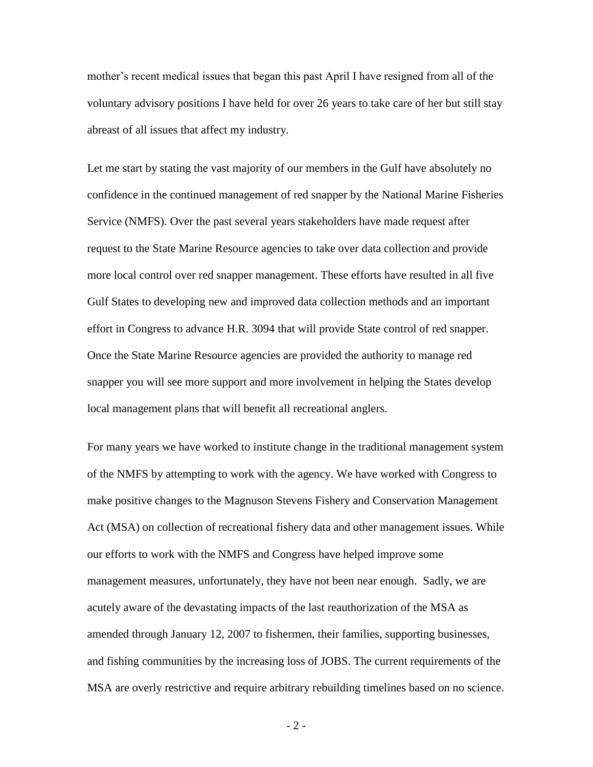mother's recent medical issues that began this past April I have resigned from all of the voluntary advisory positions I have held for over 26 years to take care of her but still stay abreast of all issues that affect my industry.

Let me start by stating the vast majority of our members in the Gulf have absolutely no confidence in the continued management of red snapper by the National Marine Fisheries Service (NMFS). Over the past several years stakeholders have made request after request to the State Marine Resource agencies to take over data collection and provide more local control over red snapper management. These efforts have resulted in all five Gulf States to developing new and improved data collection methods and an important effort in Congress to advance H.R. 3094 that will provide State control of red snapper. Once the State Marine Resource agencies are provided the authority to manage red snapper you will see more support and more involvement in helping the States develop local management plans that will benefit all recreational anglers.

For many years we have worked to institute change in the traditional management system of the NMFS by attempting to work with the agency. We have worked with Congress to make positive changes to the Magnuson Stevens Fishery and Conservation Management Act (MSA) on collection of recreational fishery data and other management issues. While our efforts to work with the NMFS and Congress have helped improve some management measures, unfortunately, they have not been near enough. Sadly, we are acutely aware of the devastating impacts of the last reauthorization of the MSA as amended through January 12, 2007 to fishermen, their families, supporting businesses, and fishing communities by the increasing loss of JOBS. The current requirements of the MSA are overly restrictive and require arbitrary rebuilding timelines based on no science.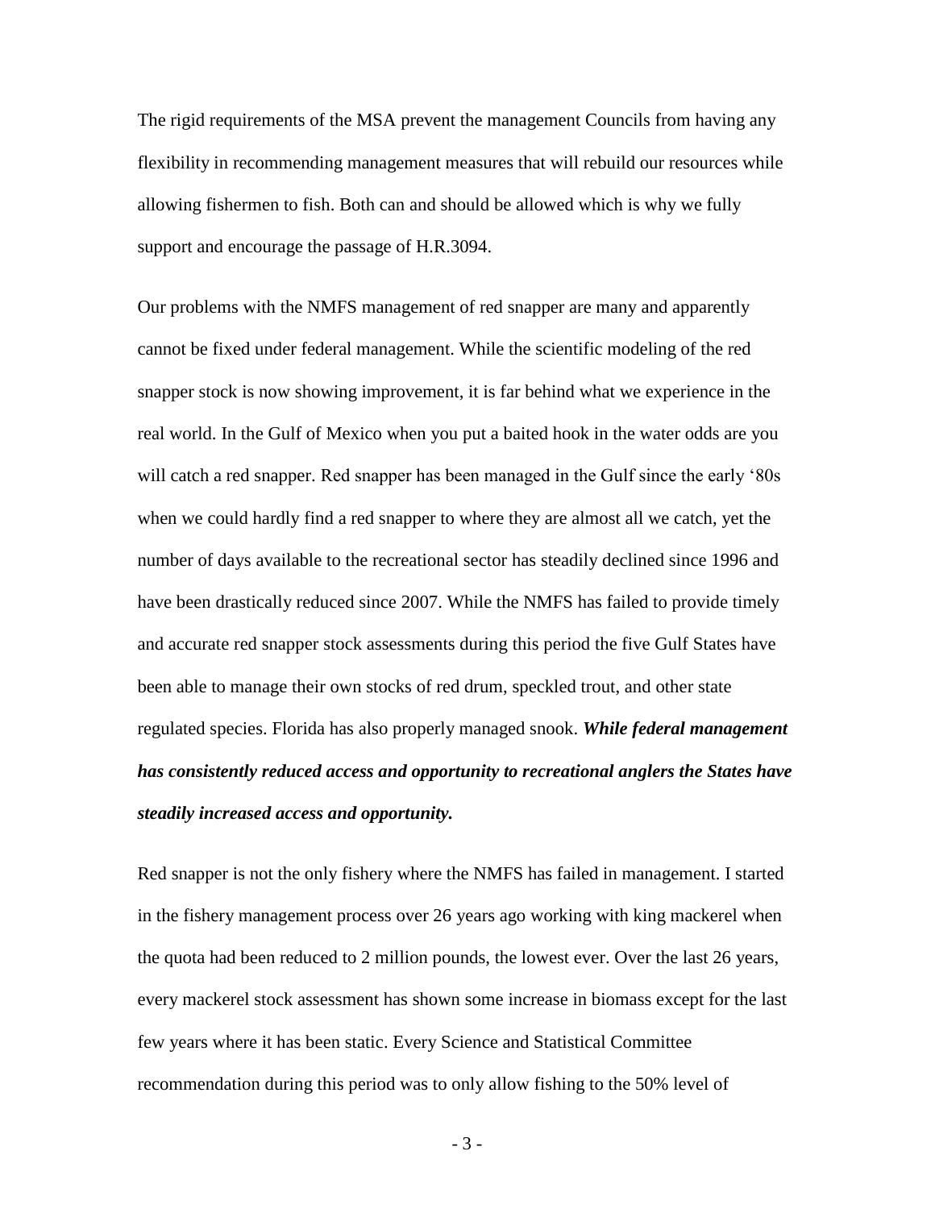The rigid requirements of the MSA prevent the management Councils from having any flexibility in recommending management measures that will rebuild our resources while allowing fishermen to fish. Both can and should be allowed which is why we fully support and encourage the passage of H.R.3094.

Our problems with the NMFS management of red snapper are many and apparently cannot be fixed under federal management. While the scientific modeling of the red snapper stock is now showing improvement, it is far behind what we experience in the real world. In the Gulf of Mexico when you put a baited hook in the water odds are you will catch a red snapper. Red snapper has been managed in the Gulf since the early '80s when we could hardly find a red snapper to where they are almost all we catch, yet the number of days available to the recreational sector has steadily declined since 1996 and have been drastically reduced since 2007. While the NMFS has failed to provide timely and accurate red snapper stock assessments during this period the five Gulf States have been able to manage their own stocks of red drum, speckled trout, and other state regulated species. Florida has also properly managed snook. ***While federal management has consistently reduced access and opportunity to recreational anglers the States have steadily increased access and opportunity.***

Red snapper is not the only fishery where the NMFS has failed in management. I started in the fishery management process over 26 years ago working with king mackerel when the quota had been reduced to 2 million pounds, the lowest ever. Over the last 26 years, every mackerel stock assessment has shown some increase in biomass except for the last few years where it has been static. Every Science and Statistical Committee recommendation during this period was to only allow fishing to the 50% level of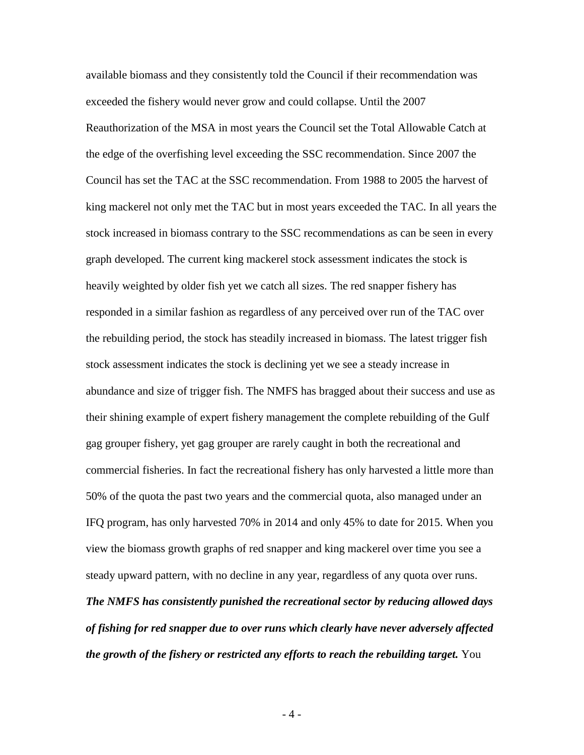available biomass and they consistently told the Council if their recommendation was exceeded the fishery would never grow and could collapse. Until the 2007 Reauthorization of the MSA in most years the Council set the Total Allowable Catch at the edge of the overfishing level exceeding the SSC recommendation. Since 2007 the Council has set the TAC at the SSC recommendation. From 1988 to 2005 the harvest of king mackerel not only met the TAC but in most years exceeded the TAC. In all years the stock increased in biomass contrary to the SSC recommendations as can be seen in every graph developed. The current king mackerel stock assessment indicates the stock is heavily weighted by older fish yet we catch all sizes. The red snapper fishery has responded in a similar fashion as regardless of any perceived over run of the TAC over the rebuilding period, the stock has steadily increased in biomass. The latest trigger fish stock assessment indicates the stock is declining yet we see a steady increase in abundance and size of trigger fish. The NMFS has bragged about their success and use as their shining example of expert fishery management the complete rebuilding of the Gulf gag grouper fishery, yet gag grouper are rarely caught in both the recreational and commercial fisheries. In fact the recreational fishery has only harvested a little more than 50% of the quota the past two years and the commercial quota, also managed under an IFQ program, has only harvested 70% in 2014 and only 45% to date for 2015. When you view the biomass growth graphs of red snapper and king mackerel over time you see a steady upward pattern, with no decline in any year, regardless of any quota over runs. ***The NMFS has consistently punished the recreational sector by reducing allowed days of fishing for red snapper due to over runs which clearly have never adversely affected the growth of the fishery or restricted any efforts to reach the rebuilding target.*** You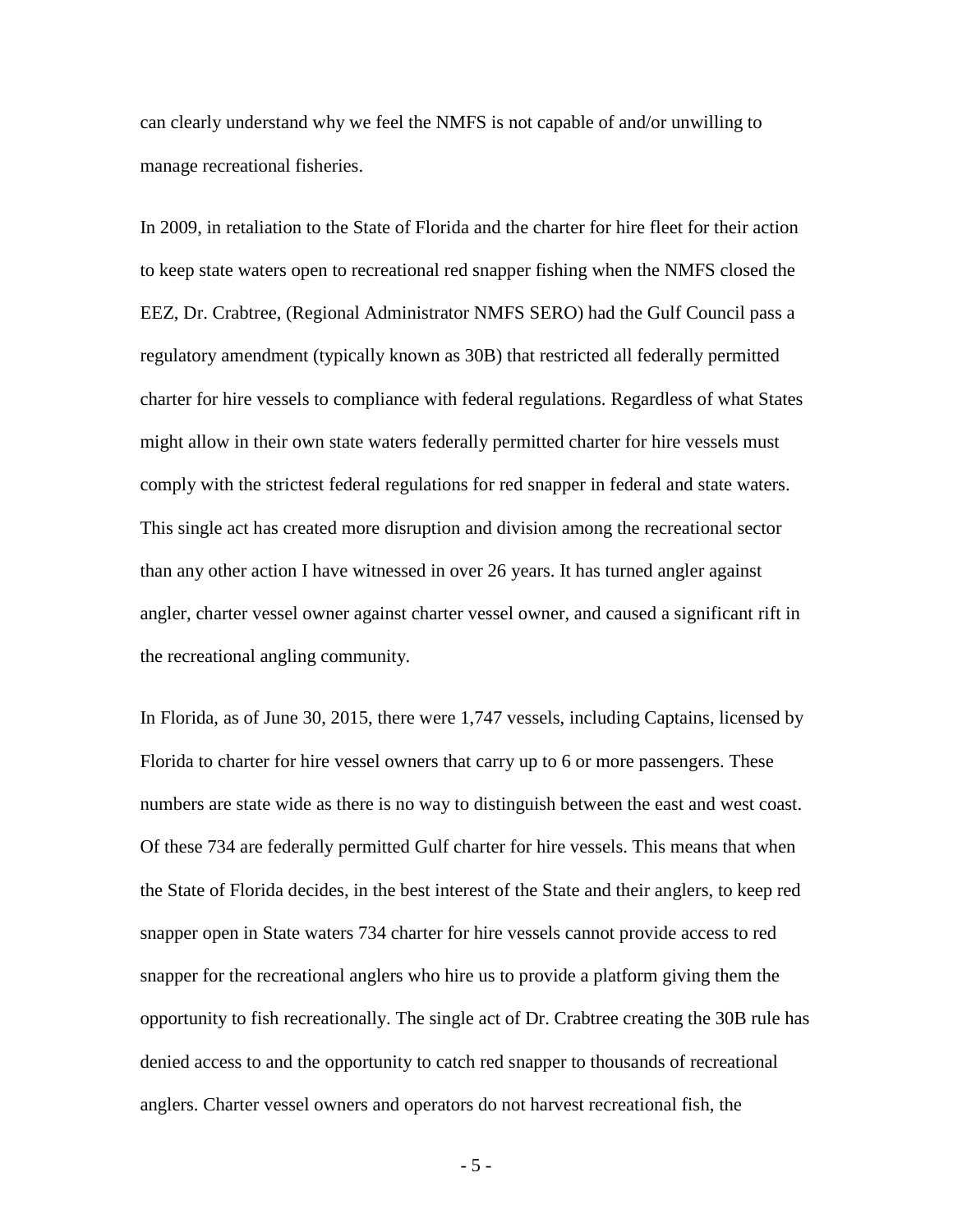can clearly understand why we feel the NMFS is not capable of and/or unwilling to manage recreational fisheries.

In 2009, in retaliation to the State of Florida and the charter for hire fleet for their action to keep state waters open to recreational red snapper fishing when the NMFS closed the EEZ, Dr. Crabtree, (Regional Administrator NMFS SERO) had the Gulf Council pass a regulatory amendment (typically known as 30B) that restricted all federally permitted charter for hire vessels to compliance with federal regulations. Regardless of what States might allow in their own state waters federally permitted charter for hire vessels must comply with the strictest federal regulations for red snapper in federal and state waters. This single act has created more disruption and division among the recreational sector than any other action I have witnessed in over 26 years. It has turned angler against angler, charter vessel owner against charter vessel owner, and caused a significant rift in the recreational angling community.

In Florida, as of June 30, 2015, there were 1,747 vessels, including Captains, licensed by Florida to charter for hire vessel owners that carry up to 6 or more passengers. These numbers are state wide as there is no way to distinguish between the east and west coast. Of these 734 are federally permitted Gulf charter for hire vessels. This means that when the State of Florida decides, in the best interest of the State and their anglers, to keep red snapper open in State waters 734 charter for hire vessels cannot provide access to red snapper for the recreational anglers who hire us to provide a platform giving them the opportunity to fish recreationally. The single act of Dr. Crabtree creating the 30B rule has denied access to and the opportunity to catch red snapper to thousands of recreational anglers. Charter vessel owners and operators do not harvest recreational fish, the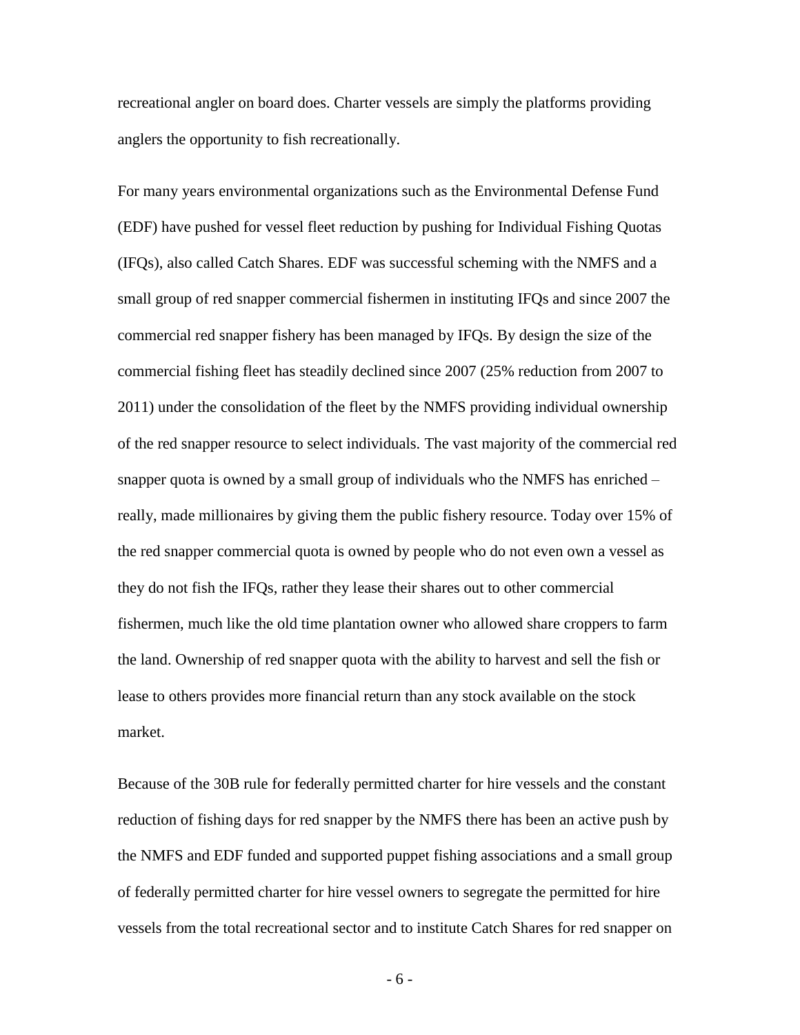recreational angler on board does. Charter vessels are simply the platforms providing anglers the opportunity to fish recreationally.

For many years environmental organizations such as the Environmental Defense Fund (EDF) have pushed for vessel fleet reduction by pushing for Individual Fishing Quotas (IFQs), also called Catch Shares. EDF was successful scheming with the NMFS and a small group of red snapper commercial fishermen in instituting IFQs and since 2007 the commercial red snapper fishery has been managed by IFQs. By design the size of the commercial fishing fleet has steadily declined since 2007 (25% reduction from 2007 to 2011) under the consolidation of the fleet by the NMFS providing individual ownership of the red snapper resource to select individuals. The vast majority of the commercial red snapper quota is owned by a small group of individuals who the NMFS has enriched – really, made millionaires by giving them the public fishery resource. Today over 15% of the red snapper commercial quota is owned by people who do not even own a vessel as they do not fish the IFQs, rather they lease their shares out to other commercial fishermen, much like the old time plantation owner who allowed share croppers to farm the land. Ownership of red snapper quota with the ability to harvest and sell the fish or lease to others provides more financial return than any stock available on the stock market.

Because of the 30B rule for federally permitted charter for hire vessels and the constant reduction of fishing days for red snapper by the NMFS there has been an active push by the NMFS and EDF funded and supported puppet fishing associations and a small group of federally permitted charter for hire vessel owners to segregate the permitted for hire vessels from the total recreational sector and to institute Catch Shares for red snapper on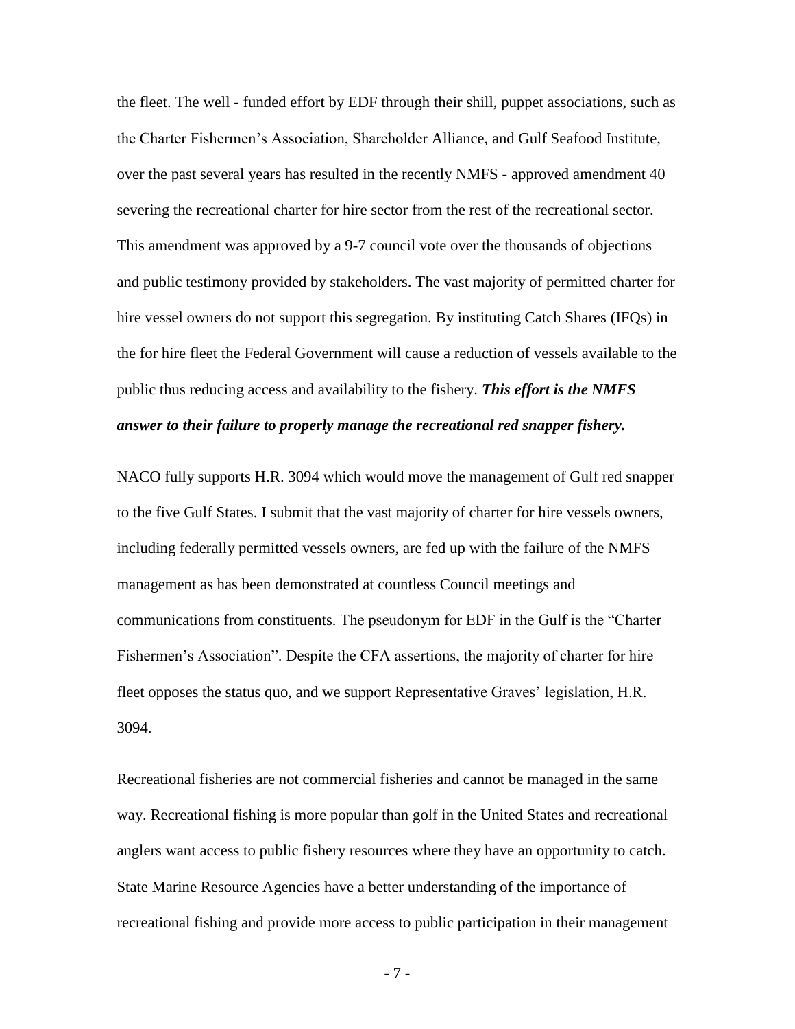the fleet. The well - funded effort by EDF through their shill, puppet associations, such as the Charter Fishermen's Association, Shareholder Alliance, and Gulf Seafood Institute, over the past several years has resulted in the recently NMFS - approved amendment 40 severing the recreational charter for hire sector from the rest of the recreational sector. This amendment was approved by a 9-7 council vote over the thousands of objections and public testimony provided by stakeholders. The vast majority of permitted charter for hire vessel owners do not support this segregation. By instituting Catch Shares (IFQs) in the for hire fleet the Federal Government will cause a reduction of vessels available to the public thus reducing access and availability to the fishery. ***This effort is the NMFS answer to their failure to properly manage the recreational red snapper fishery.***

NACO fully supports H.R. 3094 which would move the management of Gulf red snapper to the five Gulf States. I submit that the vast majority of charter for hire vessels owners, including federally permitted vessels owners, are fed up with the failure of the NMFS management as has been demonstrated at countless Council meetings and communications from constituents. The pseudonym for EDF in the Gulf is the "Charter Fishermen's Association". Despite the CFA assertions, the majority of charter for hire fleet opposes the status quo, and we support Representative Graves' legislation, H.R. 3094.

Recreational fisheries are not commercial fisheries and cannot be managed in the same way. Recreational fishing is more popular than golf in the United States and recreational anglers want access to public fishery resources where they have an opportunity to catch. State Marine Resource Agencies have a better understanding of the importance of recreational fishing and provide more access to public participation in their management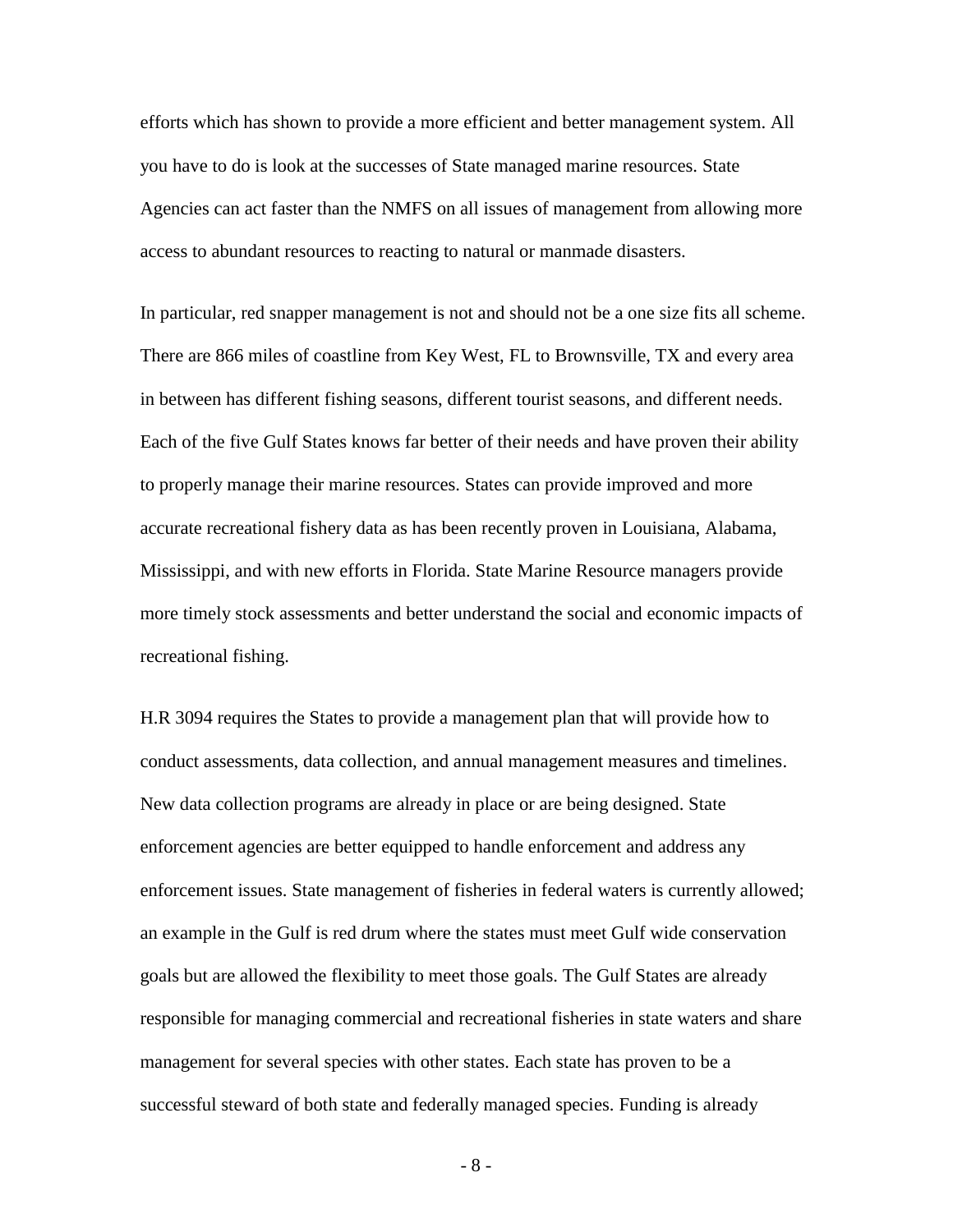efforts which has shown to provide a more efficient and better management system. All you have to do is look at the successes of State managed marine resources. State Agencies can act faster than the NMFS on all issues of management from allowing more access to abundant resources to reacting to natural or manmade disasters.

In particular, red snapper management is not and should not be a one size fits all scheme. There are 866 miles of coastline from Key West, FL to Brownsville, TX and every area in between has different fishing seasons, different tourist seasons, and different needs. Each of the five Gulf States knows far better of their needs and have proven their ability to properly manage their marine resources. States can provide improved and more accurate recreational fishery data as has been recently proven in Louisiana, Alabama, Mississippi, and with new efforts in Florida. State Marine Resource managers provide more timely stock assessments and better understand the social and economic impacts of recreational fishing.

H.R 3094 requires the States to provide a management plan that will provide how to conduct assessments, data collection, and annual management measures and timelines. New data collection programs are already in place or are being designed. State enforcement agencies are better equipped to handle enforcement and address any enforcement issues. State management of fisheries in federal waters is currently allowed; an example in the Gulf is red drum where the states must meet Gulf wide conservation goals but are allowed the flexibility to meet those goals. The Gulf States are already responsible for managing commercial and recreational fisheries in state waters and share management for several species with other states. Each state has proven to be a successful steward of both state and federally managed species. Funding is already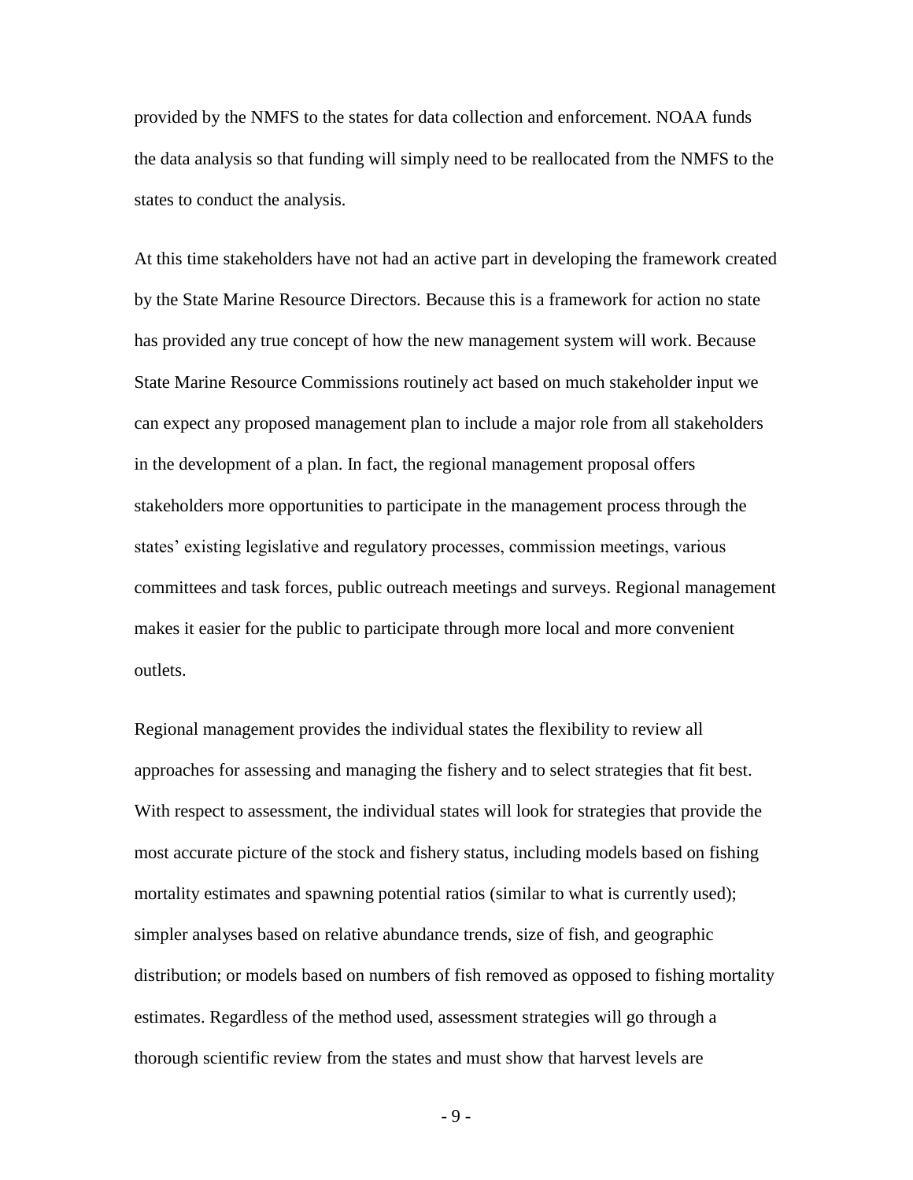provided by the NMFS to the states for data collection and enforcement. NOAA funds the data analysis so that funding will simply need to be reallocated from the NMFS to the states to conduct the analysis.

At this time stakeholders have not had an active part in developing the framework created by the State Marine Resource Directors. Because this is a framework for action no state has provided any true concept of how the new management system will work. Because State Marine Resource Commissions routinely act based on much stakeholder input we can expect any proposed management plan to include a major role from all stakeholders in the development of a plan. In fact, the regional management proposal offers stakeholders more opportunities to participate in the management process through the states' existing legislative and regulatory processes, commission meetings, various committees and task forces, public outreach meetings and surveys. Regional management makes it easier for the public to participate through more local and more convenient outlets.

Regional management provides the individual states the flexibility to review all approaches for assessing and managing the fishery and to select strategies that fit best. With respect to assessment, the individual states will look for strategies that provide the most accurate picture of the stock and fishery status, including models based on fishing mortality estimates and spawning potential ratios (similar to what is currently used); simpler analyses based on relative abundance trends, size of fish, and geographic distribution; or models based on numbers of fish removed as opposed to fishing mortality estimates. Regardless of the method used, assessment strategies will go through a thorough scientific review from the states and must show that harvest levels are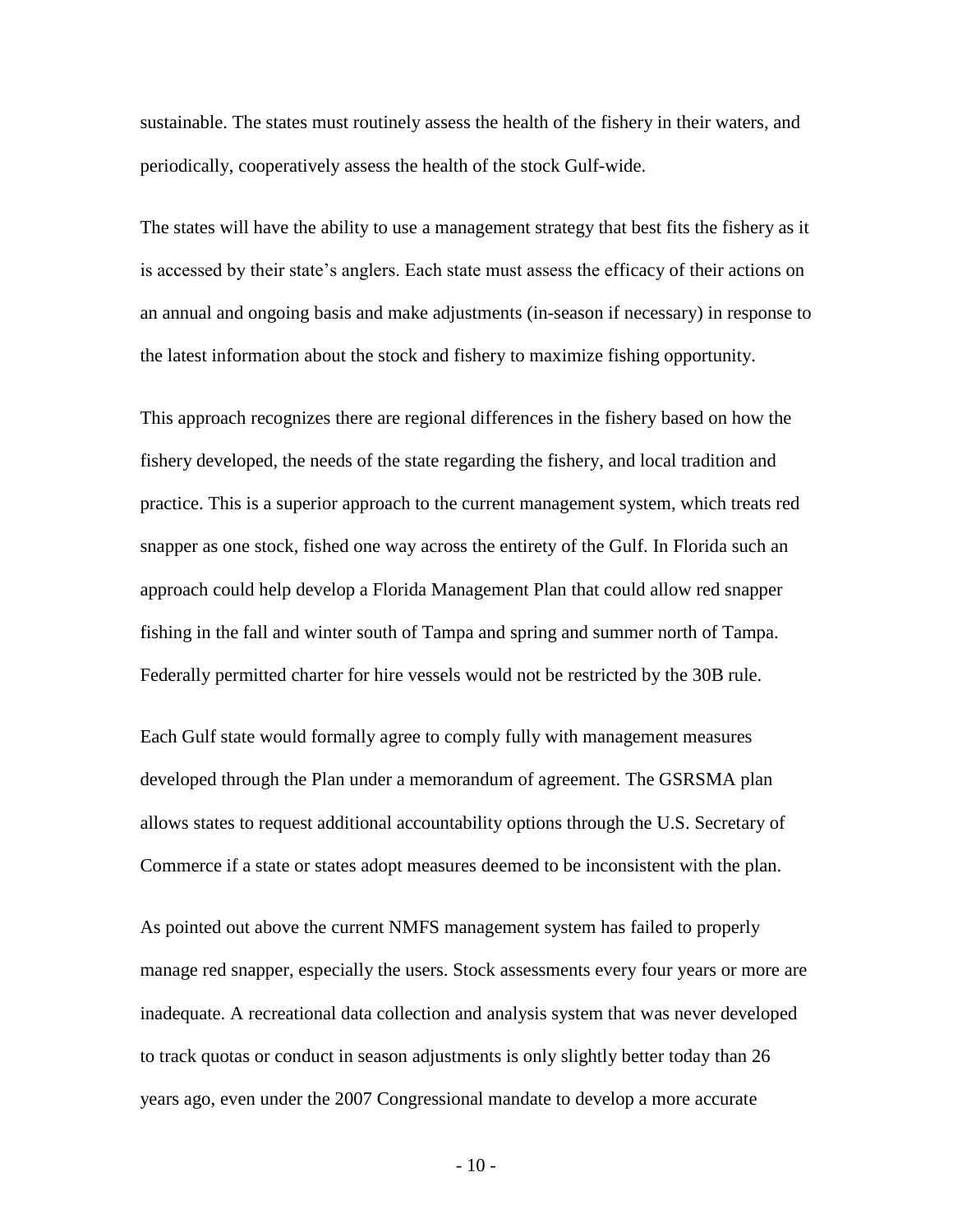sustainable. The states must routinely assess the health of the fishery in their waters, and periodically, cooperatively assess the health of the stock Gulf-wide.

The states will have the ability to use a management strategy that best fits the fishery as it is accessed by their state's anglers. Each state must assess the efficacy of their actions on an annual and ongoing basis and make adjustments (in-season if necessary) in response to the latest information about the stock and fishery to maximize fishing opportunity.

This approach recognizes there are regional differences in the fishery based on how the fishery developed, the needs of the state regarding the fishery, and local tradition and practice. This is a superior approach to the current management system, which treats red snapper as one stock, fished one way across the entirety of the Gulf. In Florida such an approach could help develop a Florida Management Plan that could allow red snapper fishing in the fall and winter south of Tampa and spring and summer north of Tampa. Federally permitted charter for hire vessels would not be restricted by the 30B rule.

Each Gulf state would formally agree to comply fully with management measures developed through the Plan under a memorandum of agreement. The GSRSMA plan allows states to request additional accountability options through the U.S. Secretary of Commerce if a state or states adopt measures deemed to be inconsistent with the plan.

As pointed out above the current NMFS management system has failed to properly manage red snapper, especially the users. Stock assessments every four years or more are inadequate. A recreational data collection and analysis system that was never developed to track quotas or conduct in season adjustments is only slightly better today than 26 years ago, even under the 2007 Congressional mandate to develop a more accurate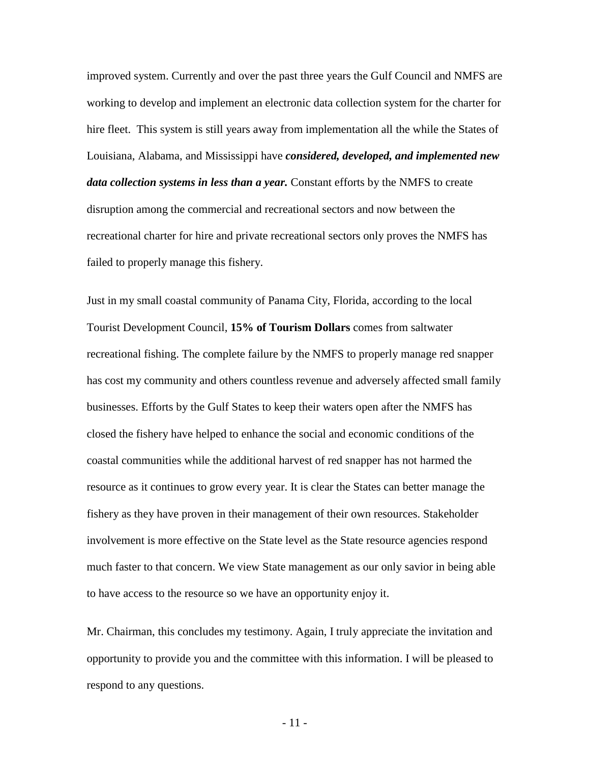improved system. Currently and over the past three years the Gulf Council and NMFS are working to develop and implement an electronic data collection system for the charter for hire fleet. This system is still years away from implementation all the while the States of Louisiana, Alabama, and Mississippi have ***considered, developed, and implemented new data collection systems in less than a year.*** Constant efforts by the NMFS to create disruption among the commercial and recreational sectors and now between the recreational charter for hire and private recreational sectors only proves the NMFS has failed to properly manage this fishery.

Just in my small coastal community of Panama City, Florida, according to the local Tourist Development Council, **15% of Tourism Dollars** comes from saltwater recreational fishing. The complete failure by the NMFS to properly manage red snapper has cost my community and others countless revenue and adversely affected small family businesses. Efforts by the Gulf States to keep their waters open after the NMFS has closed the fishery have helped to enhance the social and economic conditions of the coastal communities while the additional harvest of red snapper has not harmed the resource as it continues to grow every year. It is clear the States can better manage the fishery as they have proven in their management of their own resources. Stakeholder involvement is more effective on the State level as the State resource agencies respond much faster to that concern. We view State management as our only savior in being able to have access to the resource so we have an opportunity enjoy it.

Mr. Chairman, this concludes my testimony. Again, I truly appreciate the invitation and opportunity to provide you and the committee with this information. I will be pleased to respond to any questions.